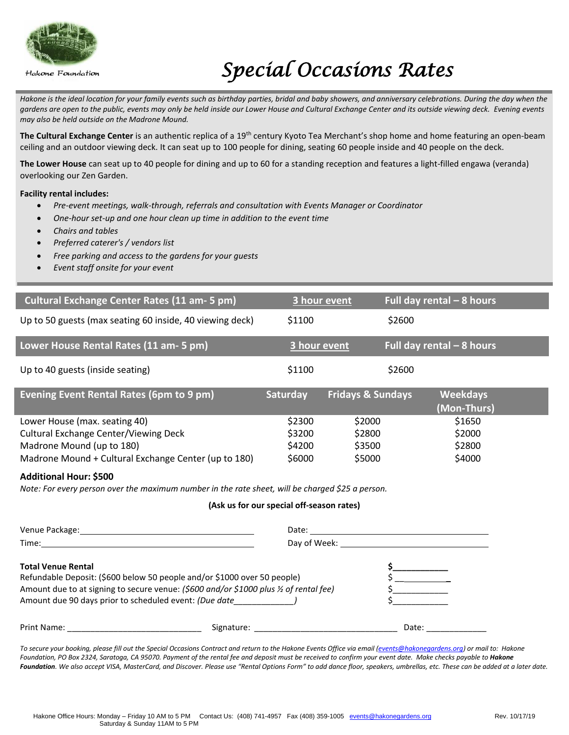Hakone Foundation

# Special Occasions Rates

*Hakone is the ideal location for your family events such as birthday parties, bridal and baby showers, and anniversary celebrations. During the day when the gardens are open to the public, events may only be held inside our Lower House and Cultural Exchange Center and its outside viewing deck. Evening events may also be held outside on the Madrone Mound.*

**The Cultural Exchange Center** is an authentic replica of a 19th century Kyoto Tea Merchant's shop home and home featuring an open-beam ceiling and an outdoor viewing deck. It can seat up to 100 people for dining, seating 60 people inside and 40 people on the deck.

**The Lower House** can seat up to 40 people for dining and up to 60 for a standing reception and features a light-filled engawa (veranda) overlooking our Zen Garden.

**Facility rental includes:**

- *Pre-event meetings, walk-through, referrals and consultation with Events Manager or Coordinator*
- *One-hour set-up and one hour clean up time in addition to the event time*
- *Chairs and tables*
- *Preferred caterer's / vendors list*
- *Free parking and access to the gardens for your guests*
- *Event staff onsite for your event*

| Cultural Exchange Center Rates (11 am- 5 pm) | 3 hour event | Full day rental – 8 hours |
|---|---|---|
| Up to 50 guests (max seating 60 inside, 40 viewing deck) | $1100 | $2600 |

| Lower House Rental Rates (11 am- 5 pm) | 3 hour event | Full day rental – 8 hours |
|---|---|---|
| Up to 40 guests (inside seating) | $1100 | $2600 |

| Evening Event Rental Rates (6pm to 9 pm) | Saturday | Fridays & Sundays | Weekdays (Mon-Thurs) |
|---|---|---|---|
| Lower House (max. seating 40) | $2300 | $2000 | $1650 |
| Cultural Exchange Center/Viewing Deck | $3200 | $2800 | $2000 |
| Madrone Mound (up to 180) | $4200 | $3500 | $2800 |
| Madrone Mound + Cultural Exchange Center (up to 180) | $6000 | $5000 | $4000 |

**Additional Hour: $500**

*Note: For every person over the maximum number in the rate sheet, will be charged $25 a person.*

**(Ask us for our special off-season rates)**

Venue Package: ______________________ Date: ______________________

Time: ______________________ Day of Week: ______________________

**Total Venue Rental** **$__________**

Refundable Deposit: ($600 below 50 people and/or $1000 over 50 people) $__________

Amount due to at signing to secure venue: *($600 and/or $1000 plus ½ of rental fee)* $__________

Amount due 90 days prior to scheduled event: *(Due date____________)* $__________

Print Name: ______________________ Signature: ______________________ Date: ____________

*To secure your booking, please fill out the Special Occasions Contract and return to the Hakone Events Office via email (events@hakonegardens.org) or mail to: Hakone Foundation, PO Box 2324, Saratoga, CA 95070. Payment of the rental fee and deposit must be received to confirm your event date. Make checks payable to* ***Hakone Foundation****. We also accept VISA, MasterCard, and Discover. Please use "Rental Options Form" to add dance floor, speakers, umbrellas, etc. These can be added at a later date.*

Hakone Office Hours: Monday – Friday 10 AM to 5 PM Saturday & Sunday 11AM to 5 PM Contact Us: (408) 741-4957 Fax (408) 359-1005 events@hakonegardens.org Rev. 10/17/19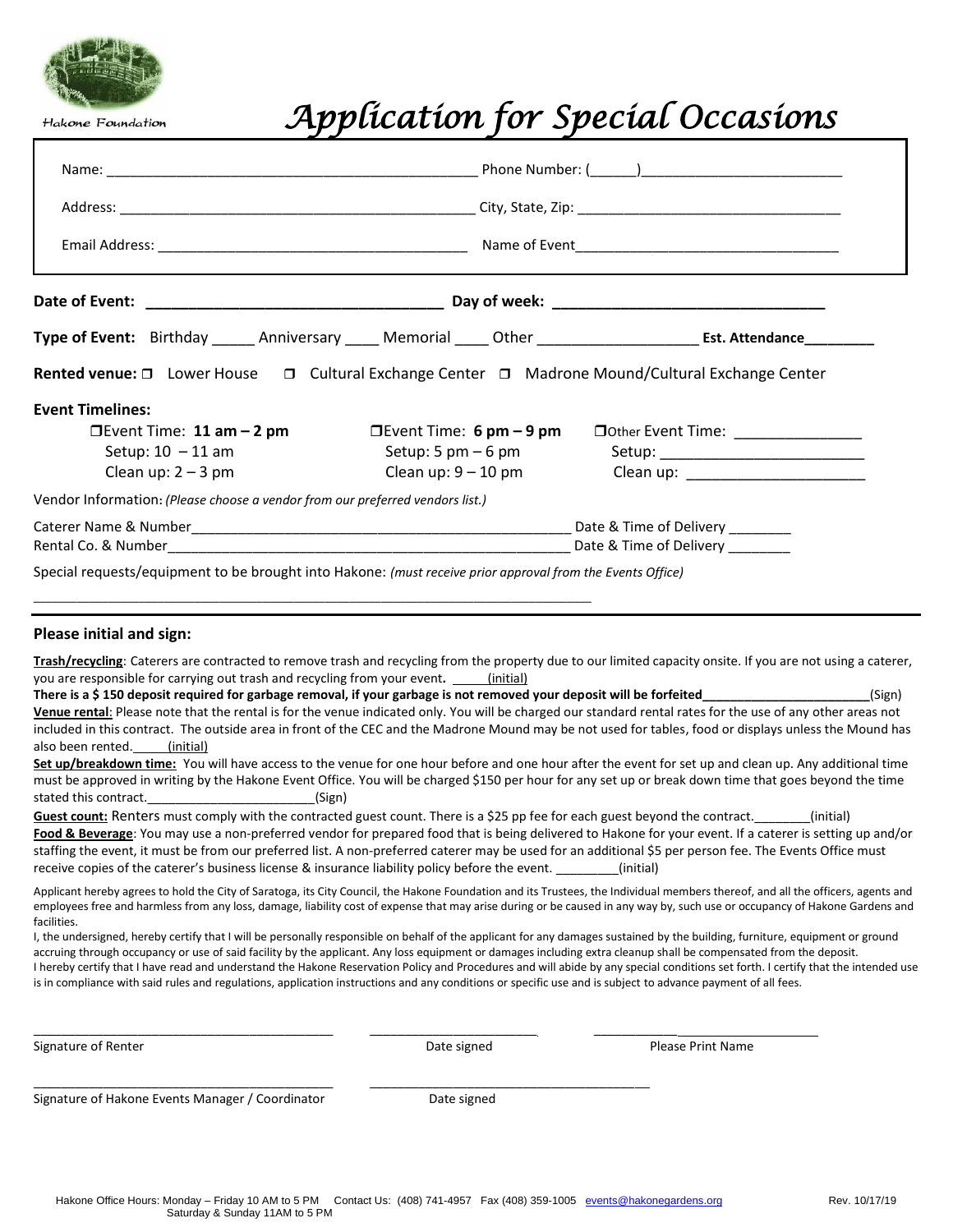Hakone Foundation

# Application for Special Occasions

Name: _______________________________________________ Phone Number: (______)_________________________

Address: _____________________________________________ City, State, Zip: _________________________________

Email Address: _____________________________________ Name of Event_________________________________

**Date of Event: __________________________________ Day of week: ________________________________**

**Type of Event:** Birthday _____ Anniversary ____ Memorial ____ Other __________________ **Est. Attendance________**

**Rented venue:** ❐ Lower House ❐ Cultural Exchange Center ❐ Madrone Mound/Cultural Exchange Center

**Event Timelines:**

| ❐Event Time: **11 am – 2 pm** | ❐Event Time: **6 pm – 9 pm** | ❐Other Event Time: _______________ |
|---|---|---|
| Setup: 10 – 11 am | Setup: 5 pm – 6 pm | Setup: ________________________ |
| Clean up: 2 – 3 pm | Clean up: 9 – 10 pm | Clean up: _____________________ |

Vendor Information: *(Please choose a vendor from our preferred vendors list.)*

Caterer Name & Number______________________________________________ Date & Time of Delivery ________

Rental Co. & Number_________________________________________________ Date & Time of Delivery ________

Special requests/equipment to be brought into Hakone: *(must receive prior approval from the Events Office)*

_________________________________________________________________________

### Please initial and sign:

**Trash/recycling**: Caterers are contracted to remove trash and recycling from the property due to our limited capacity onsite. If you are not using a caterer, you are responsible for carrying out trash and recycling from your event. _____(initial)

**There is a $ 150 deposit required for garbage removal, if your garbage is not removed your deposit will be forfeited______________________**(Sign)

**Venue rental**: Please note that the rental is for the venue indicated only. You will be charged our standard rental rates for the use of any other areas not included in this contract. The outside area in front of the CEC and the Madrone Mound may be not used for tables, food or displays unless the Mound has also been rented._____(initial)

**Set up/breakdown time:** You will have access to the venue for one hour before and one hour after the event for set up and clean up. Any additional time must be approved in writing by the Hakone Event Office. You will be charged $150 per hour for any set up or break down time that goes beyond the time stated this contract.______________________(Sign)

**Guest count:** Renters must comply with the contracted guest count. There is a $25 pp fee for each guest beyond the contract.________(initial)

**Food & Beverage**: You may use a non-preferred vendor for prepared food that is being delivered to Hakone for your event. If a caterer is setting up and/or staffing the event, it must be from our preferred list. A non-preferred caterer may be used for an additional $5 per person fee. The Events Office must receive copies of the caterer's business license & insurance liability policy before the event. _________(initial)

Applicant hereby agrees to hold the City of Saratoga, its City Council, the Hakone Foundation and its Trustees, the Individual members thereof, and all the officers, agents and employees free and harmless from any loss, damage, liability cost of expense that may arise during or be caused in any way by, such use or occupancy of Hakone Gardens and facilities.

I, the undersigned, hereby certify that I will be personally responsible on behalf of the applicant for any damages sustained by the building, furniture, equipment or ground accruing through occupancy or use of said facility by the applicant. Any loss equipment or damages including extra cleanup shall be compensated from the deposit.

I hereby certify that I have read and understand the Hakone Reservation Policy and Procedures and will abide by any special conditions set forth. I certify that the intended use is in compliance with said rules and regulations, application instructions and any conditions or specific use and is subject to advance payment of all fees.

___________________________________ ______________________ ______________________

Signature of Renter Date signed Please Print Name

___________________________________ ______________________

Signature of Hakone Events Manager / Coordinator Date signed

Hakone Office Hours: Monday – Friday 10 AM to 5 PM Saturday & Sunday 11AM to 5 PM Contact Us: (408) 741-4957 Fax (408) 359-1005 events@hakonegardens.org Rev. 10/17/19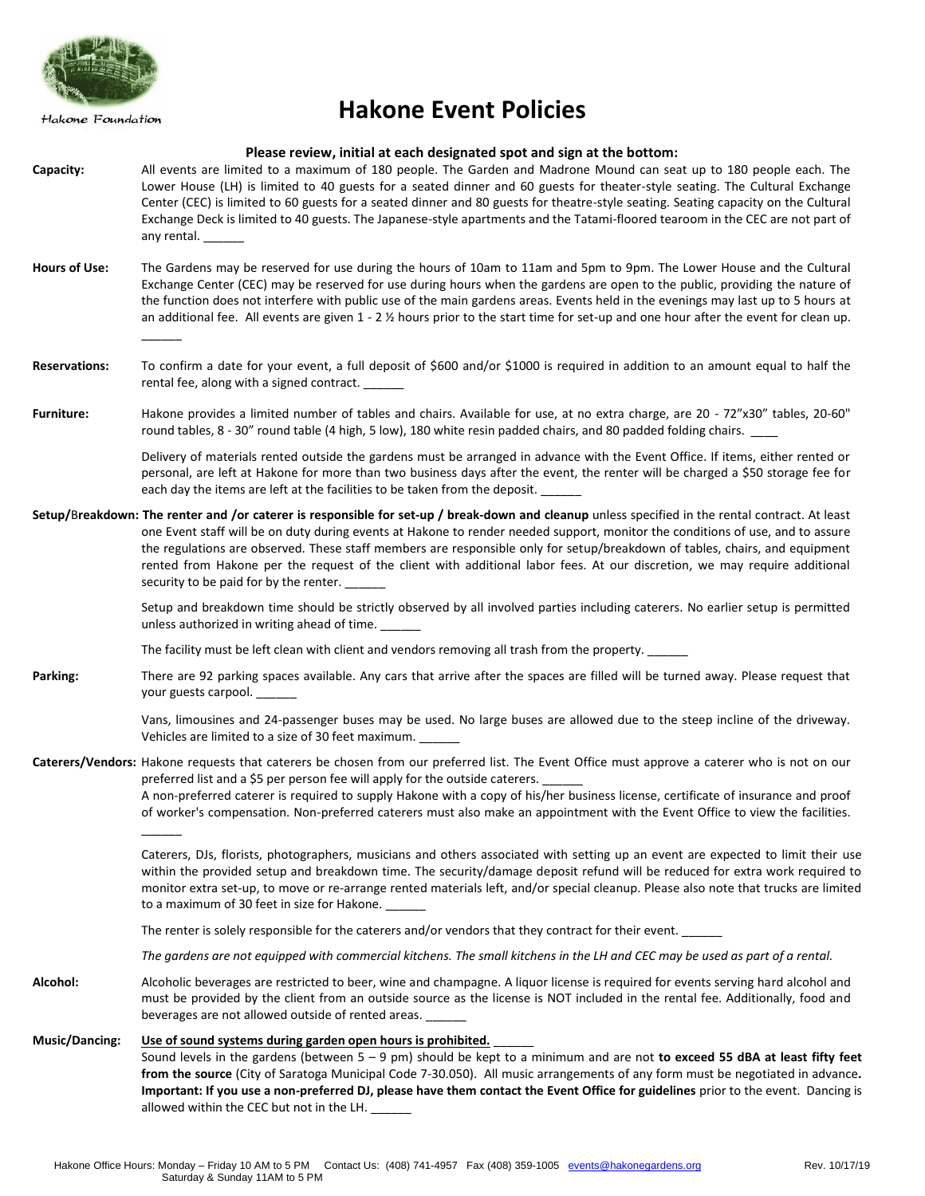Hakone Foundation

# Hakone Event Policies

**Please review, initial at each designated spot and sign at the bottom:**

**Capacity:** All events are limited to a maximum of 180 people. The Garden and Madrone Mound can seat up to 180 people each. The Lower House (LH) is limited to 40 guests for a seated dinner and 60 guests for theater-style seating. The Cultural Exchange Center (CEC) is limited to 60 guests for a seated dinner and 80 guests for theatre-style seating. Seating capacity on the Cultural Exchange Deck is limited to 40 guests. The Japanese-style apartments and the Tatami-floored tearoom in the CEC are not part of any rental. ______

**Hours of Use:** The Gardens may be reserved for use during the hours of 10am to 11am and 5pm to 9pm. The Lower House and the Cultural Exchange Center (CEC) may be reserved for use during hours when the gardens are open to the public, providing the nature of the function does not interfere with public use of the main gardens areas. Events held in the evenings may last up to 5 hours at an additional fee. All events are given 1 - 2 ½ hours prior to the start time for set-up and one hour after the event for clean up. ______

**Reservations:** To confirm a date for your event, a full deposit of $600 and/or $1000 is required in addition to an amount equal to half the rental fee, along with a signed contract. ______

**Furniture:** Hakone provides a limited number of tables and chairs. Available for use, at no extra charge, are 20 - 72"x30" tables, 20-60" round tables, 8 - 30" round table (4 high, 5 low), 180 white resin padded chairs, and 80 padded folding chairs. ____

Delivery of materials rented outside the gardens must be arranged in advance with the Event Office. If items, either rented or personal, are left at Hakone for more than two business days after the event, the renter will be charged a $50 storage fee for each day the items are left at the facilities to be taken from the deposit. ______

**Setup/Breakdown:** **The renter and /or caterer is responsible for set-up / break-down and cleanup** unless specified in the rental contract. At least one Event staff will be on duty during events at Hakone to render needed support, monitor the conditions of use, and to assure the regulations are observed. These staff members are responsible only for setup/breakdown of tables, chairs, and equipment rented from Hakone per the request of the client with additional labor fees. At our discretion, we may require additional security to be paid for by the renter. ______

Setup and breakdown time should be strictly observed by all involved parties including caterers. No earlier setup is permitted unless authorized in writing ahead of time. ______

The facility must be left clean with client and vendors removing all trash from the property. ______

**Parking:** There are 92 parking spaces available. Any cars that arrive after the spaces are filled will be turned away. Please request that your guests carpool. ______

Vans, limousines and 24-passenger buses may be used. No large buses are allowed due to the steep incline of the driveway. Vehicles are limited to a size of 30 feet maximum. ______

**Caterers/Vendors:** Hakone requests that caterers be chosen from our preferred list. The Event Office must approve a caterer who is not on our preferred list and a $5 per person fee will apply for the outside caterers. ______
A non-preferred caterer is required to supply Hakone with a copy of his/her business license, certificate of insurance and proof of worker's compensation. Non-preferred caterers must also make an appointment with the Event Office to view the facilities. ______

Caterers, DJs, florists, photographers, musicians and others associated with setting up an event are expected to limit their use within the provided setup and breakdown time. The security/damage deposit refund will be reduced for extra work required to monitor extra set-up, to move or re-arrange rented materials left, and/or special cleanup. Please also note that trucks are limited to a maximum of 30 feet in size for Hakone. ______

The renter is solely responsible for the caterers and/or vendors that they contract for their event. ______

*The gardens are not equipped with commercial kitchens. The small kitchens in the LH and CEC may be used as part of a rental.*

**Alcohol:** Alcoholic beverages are restricted to beer, wine and champagne. A liquor license is required for events serving hard alcohol and must be provided by the client from an outside source as the license is NOT included in the rental fee. Additionally, food and beverages are not allowed outside of rented areas. ______

**Music/Dancing:** **Use of sound systems during garden open hours is prohibited.** ______
Sound levels in the gardens (between 5 – 9 pm) should be kept to a minimum and are not **to exceed 55 dBA at least fifty feet from the source** (City of Saratoga Municipal Code 7-30.050). All music arrangements of any form must be negotiated in advance**.** **Important: If you use a non-preferred DJ, please have them contact the Event Office for guidelines** prior to the event. Dancing is allowed within the CEC but not in the LH. ______

Hakone Office Hours: Monday – Friday 10 AM to 5 PM Saturday & Sunday 11AM to 5 PM Contact Us: (408) 741-4957 Fax (408) 359-1005 events@hakonegardens.org Rev. 10/17/19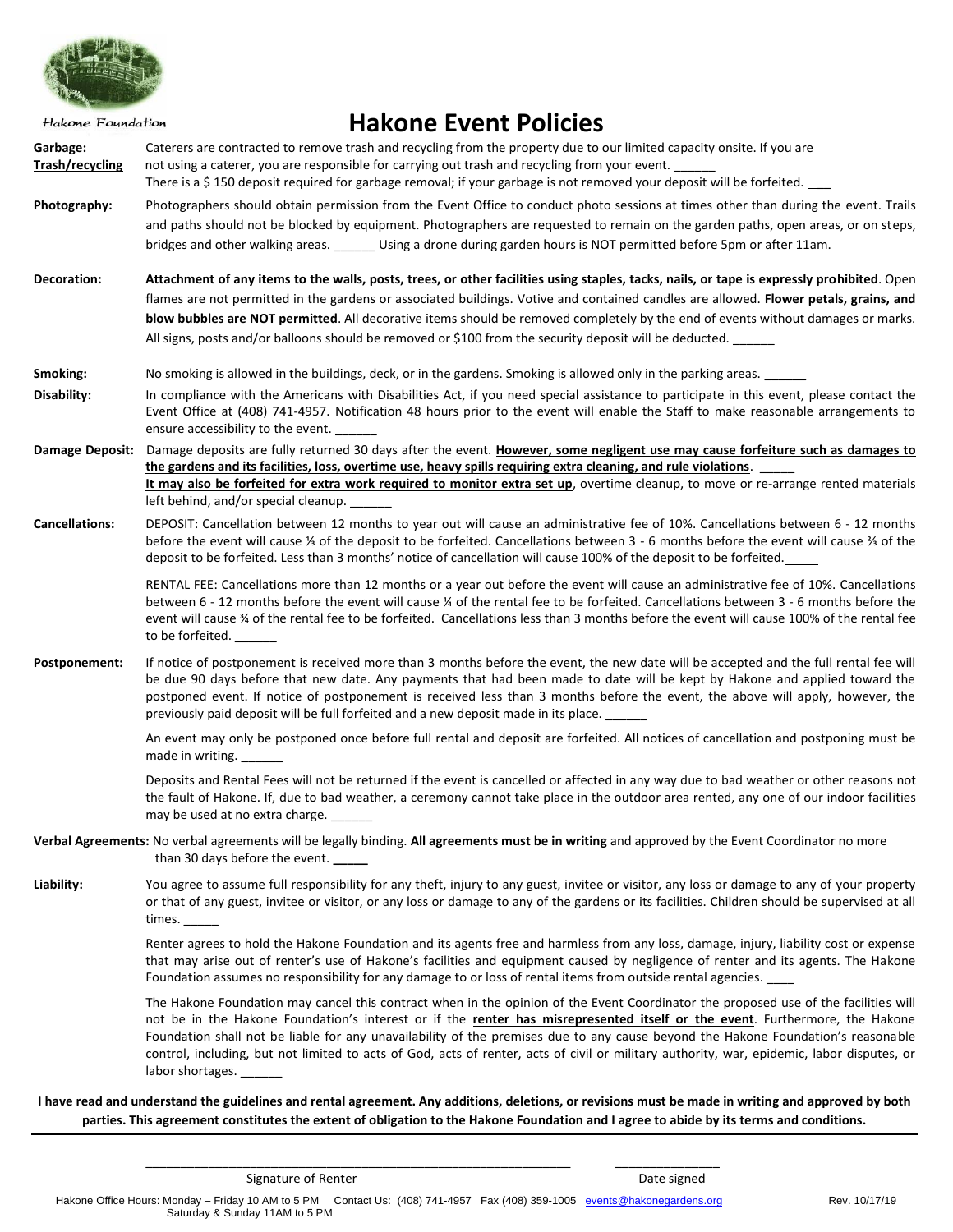Hakone Foundation

# Hakone Event Policies

**Garbage: Trash/recycling** Caterers are contracted to remove trash and recycling from the property due to our limited capacity onsite. If you are not using a caterer, you are responsible for carrying out trash and recycling from your event. ______
There is a $ 150 deposit required for garbage removal; if your garbage is not removed your deposit will be forfeited. ___

**Photography:** Photographers should obtain permission from the Event Office to conduct photo sessions at times other than during the event. Trails and paths should not be blocked by equipment. Photographers are requested to remain on the garden paths, open areas, or on steps, bridges and other walking areas. ______ Using a drone during garden hours is NOT permitted before 5pm or after 11am. ______

**Decoration:** **Attachment of any items to the walls, posts, trees, or other facilities using staples, tacks, nails, or tape is expressly prohibited**. Open flames are not permitted in the gardens or associated buildings. Votive and contained candles are allowed. **Flower petals, grains, and blow bubbles are NOT permitted**. All decorative items should be removed completely by the end of events without damages or marks. All signs, posts and/or balloons should be removed or $100 from the security deposit will be deducted. ______

**Smoking:** No smoking is allowed in the buildings, deck, or in the gardens. Smoking is allowed only in the parking areas. ______

**Disability:** In compliance with the Americans with Disabilities Act, if you need special assistance to participate in this event, please contact the Event Office at (408) 741-4957. Notification 48 hours prior to the event will enable the Staff to make reasonable arrangements to ensure accessibility to the event. ______

**Damage Deposit:** Damage deposits are fully returned 30 days after the event. **However, some negligent use may cause forfeiture such as damages to the gardens and its facilities, loss, overtime use, heavy spills requiring extra cleaning, and rule violations**. _____
**It may also be forfeited for extra work required to monitor extra set up**, overtime cleanup, to move or re-arrange rented materials left behind, and/or special cleanup. ______

**Cancellations:** DEPOSIT: Cancellation between 12 months to year out will cause an administrative fee of 10%. Cancellations between 6 - 12 months before the event will cause ⅓ of the deposit to be forfeited. Cancellations between 3 - 6 months before the event will cause ⅔ of the deposit to be forfeited. Less than 3 months' notice of cancellation will cause 100% of the deposit to be forfeited._____

RENTAL FEE: Cancellations more than 12 months or a year out before the event will cause an administrative fee of 10%. Cancellations between 6 - 12 months before the event will cause ¼ of the rental fee to be forfeited. Cancellations between 3 - 6 months before the event will cause ¾ of the rental fee to be forfeited. Cancellations less than 3 months before the event will cause 100% of the rental fee to be forfeited. ______

**Postponement:** If notice of postponement is received more than 3 months before the event, the new date will be accepted and the full rental fee will be due 90 days before that new date. Any payments that had been made to date will be kept by Hakone and applied toward the postponed event. If notice of postponement is received less than 3 months before the event, the above will apply, however, the previously paid deposit will be full forfeited and a new deposit made in its place. ______

An event may only be postponed once before full rental and deposit are forfeited. All notices of cancellation and postponing must be made in writing. ______

Deposits and Rental Fees will not be returned if the event is cancelled or affected in any way due to bad weather or other reasons not the fault of Hakone. If, due to bad weather, a ceremony cannot take place in the outdoor area rented, any one of our indoor facilities may be used at no extra charge. ______

**Verbal Agreements:** No verbal agreements will be legally binding. **All agreements must be in writing** and approved by the Event Coordinator no more than 30 days before the event. _____

**Liability:** You agree to assume full responsibility for any theft, injury to any guest, invitee or visitor, any loss or damage to any of your property or that of any guest, invitee or visitor, or any loss or damage to any of the gardens or its facilities. Children should be supervised at all times. _____

Renter agrees to hold the Hakone Foundation and its agents free and harmless from any loss, damage, injury, liability cost or expense that may arise out of renter's use of Hakone's facilities and equipment caused by negligence of renter and its agents. The Hakone Foundation assumes no responsibility for any damage to or loss of rental items from outside rental agencies. ____

The Hakone Foundation may cancel this contract when in the opinion of the Event Coordinator the proposed use of the facilities will not be in the Hakone Foundation's interest or if the **renter has misrepresented itself or the event**. Furthermore, the Hakone Foundation shall not be liable for any unavailability of the premises due to any cause beyond the Hakone Foundation's reasonable control, including, but not limited to acts of God, acts of renter, acts of civil or military authority, war, epidemic, labor disputes, or labor shortages. ______

**I have read and understand the guidelines and rental agreement. Any additions, deletions, or revisions must be made in writing and approved by both parties. This agreement constitutes the extent of obligation to the Hakone Foundation and I agree to abide by its terms and conditions.**

_______________________________________________ _______________
Signature of Renter Date signed

Hakone Office Hours: Monday – Friday 10 AM to 5 PM Saturday & Sunday 11AM to 5 PM Contact Us: (408) 741-4957 Fax (408) 359-1005 events@hakonegardens.org Rev. 10/17/19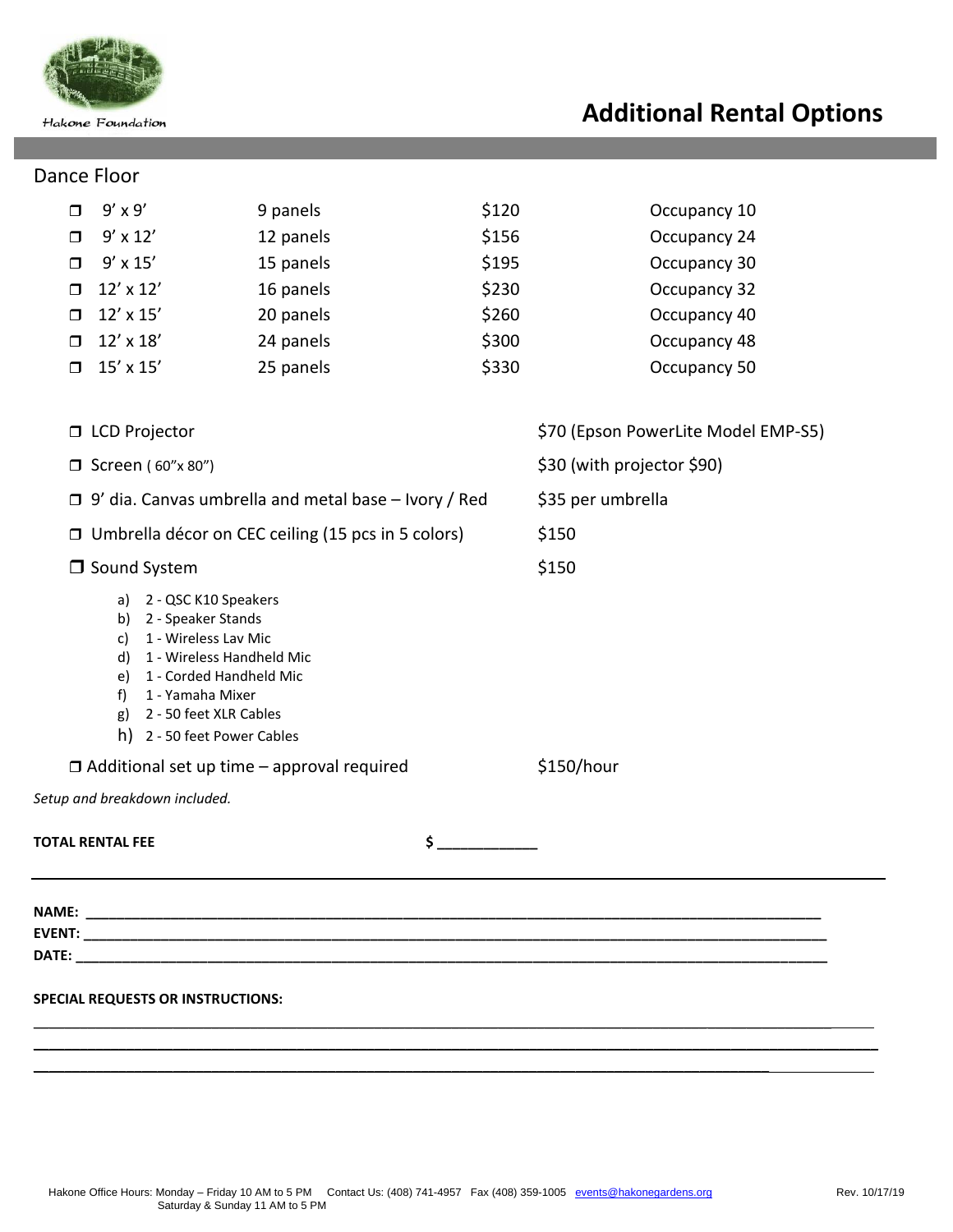Hakone Foundation

# Additional Rental Options

## Dance Floor

| | Size | Panels | Price | Occupancy |
|---|---|---|---|---|
| ❒ | 9′ x 9′ | 9 panels | $120 | Occupancy 10 |
| ❒ | 9′ x 12′ | 12 panels | $156 | Occupancy 24 |
| ❒ | 9′ x 15′ | 15 panels | $195 | Occupancy 30 |
| ❒ | 12′ x 12′ | 16 panels | $230 | Occupancy 32 |
| ❒ | 12′ x 15′ | 20 panels | $260 | Occupancy 40 |
| ❒ | 12′ x 18′ | 24 panels | $300 | Occupancy 48 |
| ❒ | 15′ x 15′ | 25 panels | $330 | Occupancy 50 |

| Item | Price |
|---|---|
| ❒ LCD Projector | $70 (Epson PowerLite Model EMP-S5) |
| ❒ Screen ( 60″x 80″) | $30 (with projector $90) |
| ❒ 9′ dia. Canvas umbrella and metal base – Ivory / Red | $35 per umbrella |
| ❒ Umbrella décor on CEC ceiling (15 pcs in 5 colors) | $150 |
| ❒ Sound System | $150 |

a) 2 - QSC K10 Speakers
b) 2 - Speaker Stands
c) 1 - Wireless Lav Mic
d) 1 - Wireless Handheld Mic
e) 1 - Corded Handheld Mic
f) 1 - Yamaha Mixer
g) 2 - 50 feet XLR Cables
h) 2 - 50 feet Power Cables

❒ Additional set up time – approval required — $150/hour

*Setup and breakdown included.*

**TOTAL RENTAL FEE** **$** ____________

**NAME:** ______________________________________________

**EVENT:** ______________________________________________

**DATE:** ______________________________________________

**SPECIAL REQUESTS OR INSTRUCTIONS:**

______________________________________________

______________________________________________

______________________________________________

Hakone Office Hours: Monday – Friday 10 AM to 5 PM Saturday & Sunday 11 AM to 5 PM Contact Us: (408) 741-4957 Fax (408) 359-1005 events@hakonegardens.org Rev. 10/17/19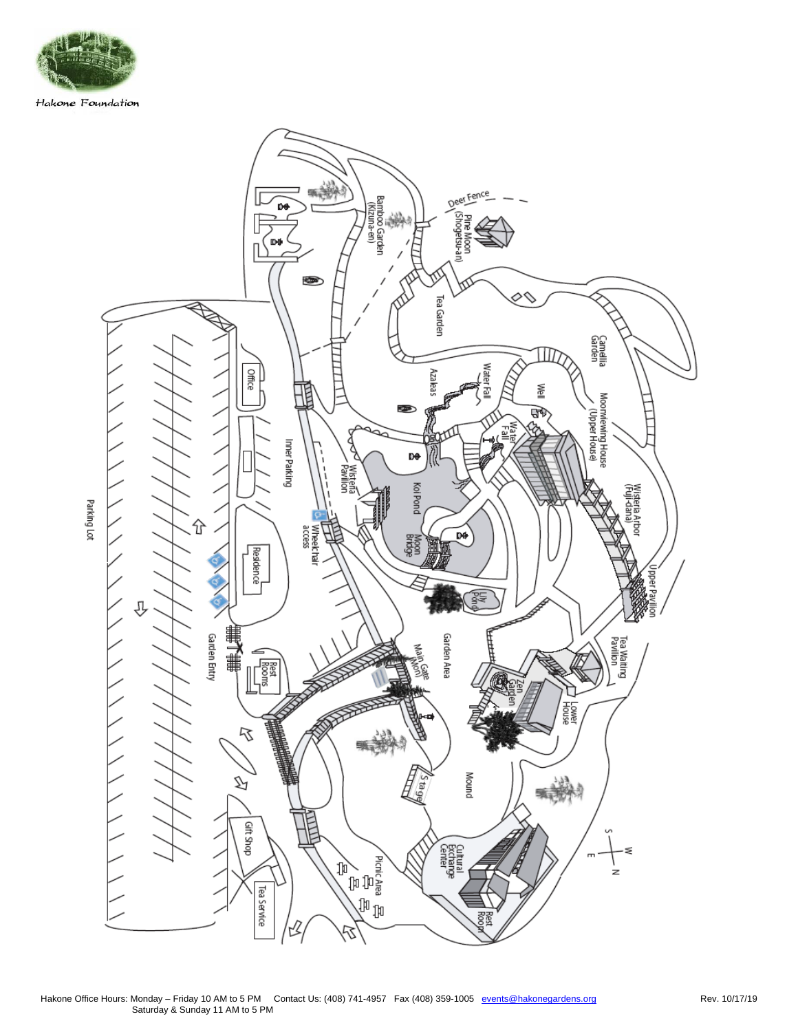Hakone Foundation

Deer Fence

Pine Moon (Shogetsu-an)

Bamboo Garden (Kizuna-en)

Tea Garden

Camellia Garden

Azaleas

Water Fall

Well

Moonviewing House (Upper House)

Water Fall

Office

Inner Parking

Wisteria Pavilion

Koi Pond

Wisteria Arbor (Fuji-dana)

Parking Lot

Wheelchair access

Moon Bridge

Residence

Lily Pond

Upper Pavilion

Garden Area

Tea Waiting Pavilion

Main Gate (Mon)

Zen Garden

Lower House

Garden Entry

Rest Rooms

Stage

Mound

S W E N

Gift Shop

Picnic Area

Cultural Exchange Center

Rest Room

Tea Service

Hakone Office Hours: Monday – Friday 10 AM to 5 PM Contact Us: (408) 741-4957 Fax (408) 359-1005 events@hakonegardens.org Rev. 10/17/19
Saturday & Sunday 11 AM to 5 PM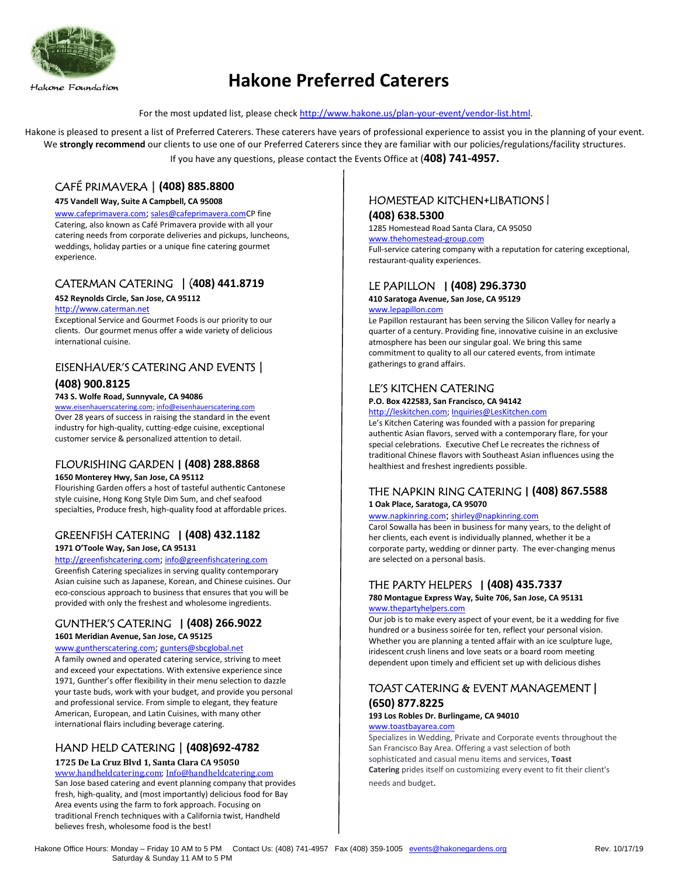Hakone Foundation

# Hakone Preferred Caterers

For the most updated list, please check http://www.hakone.us/plan-your-event/vendor-list.html.

Hakone is pleased to present a list of Preferred Caterers. These caterers have years of professional experience to assist you in the planning of your event. We **strongly recommend** our clients to use one of our Preferred Caterers since they are familiar with our policies/regulations/facility structures.

If you have any questions, please contact the Events Office at (**408) 741-4957.**

## CAFÉ PRIMAVERA | (408) 885.8800

**475 Vandell Way, Suite A Campbell, CA 95008**

www.cafeprimavera.com; sales@cafeprimavera.comCP fine Catering, also known as Café Primavera provide with all your catering needs from corporate deliveries and pickups, luncheons, weddings, holiday parties or a unique fine catering gourmet experience.

## CATERMAN CATERING | (408) 441.8719

**452 Reynolds Circle, San Jose, CA 95112**

http://www.caterman.net

Exceptional Service and Gourmet Foods is our priority to our clients. Our gourmet menus offer a wide variety of delicious international cuisine.

## EISENHAUER'S CATERING AND EVENTS | (408) 900.8125

**743 S. Wolfe Road, Sunnyvale, CA 94086**

www.eisenhauerscatering.com; info@eisenhauerscatering.com

Over 28 years of success in raising the standard in the event industry for high-quality, cutting-edge cuisine, exceptional customer service & personalized attention to detail.

## FLOURISHING GARDEN | (408) 288.8868

**1650 Monterey Hwy, San Jose, CA 95112**

Flourishing Garden offers a host of tasteful authentic Cantonese style cuisine, Hong Kong Style Dim Sum, and chef seafood specialties, Produce fresh, high-quality food at affordable prices.

## GREENFISH CATERING | (408) 432.1182

**1971 O'Toole Way, San Jose, CA 95131**

http://greenfishcatering.com; info@greenfishcatering.com

Greenfish Catering specializes in serving quality contemporary Asian cuisine such as Japanese, Korean, and Chinese cuisines. Our eco-conscious approach to business that ensures that you will be provided with only the freshest and wholesome ingredients.

## GUNTHER'S CATERING | (408) 266.9022

**1601 Meridian Avenue, San Jose, CA 95125**

www.guntherscatering.com; gunters@sbcglobal.net

A family owned and operated catering service, striving to meet and exceed your expectations. With extensive experience since 1971, Gunther's offer flexibility in their menu selection to dazzle your taste buds, work with your budget, and provide you personal and professional service. From simple to elegant, they feature American, European, and Latin Cuisines, with many other international flairs including beverage catering.

## HAND HELD CATERING | (408)692-4782

**1725 De La Cruz Blvd 1, Santa Clara CA 95050**

www.handheldcatering.com; Info@handheldcatering.com

San Jose based catering and event planning company that provides fresh, high-quality, and (most importantly) delicious food for Bay Area events using the farm to fork approach. Focusing on traditional French techniques with a California twist, Handheld believes fresh, wholesome food is the best!

## HOMESTEAD KITCHEN+LIBATIONS | (408) 638.5300

1285 Homestead Road Santa Clara, CA 95050

www.thehomestead-group.com

Full-service catering company with a reputation for catering exceptional, restaurant-quality experiences.

## LE PAPILLON | (408) 296.3730

**410 Saratoga Avenue, San Jose, CA 95129**

www.lepapillon.com

Le Papillon restaurant has been serving the Silicon Valley for nearly a quarter of a century. Providing fine, innovative cuisine in an exclusive atmosphere has been our singular goal. We bring this same commitment to quality to all our catered events, from intimate gatherings to grand affairs.

## LE'S KITCHEN CATERING

**P.O. Box 422583, San Francisco, CA 94142**

http://leskitchen.com; Inquiries@LesKitchen.com

Le's Kitchen Catering was founded with a passion for preparing authentic Asian flavors, served with a contemporary flare, for your special celebrations. Executive Chef Le recreates the richness of traditional Chinese flavors with Southeast Asian influences using the healthiest and freshest ingredients possible.

## THE NAPKIN RING CATERING | (408) 867.5588

**1 Oak Place, Saratoga, CA 95070**

www.napkinring.com; shirley@napkinring.com

Carol Sowalla has been in business for many years, to the delight of her clients, each event is individually planned, whether it be a corporate party, wedding or dinner party. The ever-changing menus are selected on a personal basis.

## THE PARTY HELPERS | (408) 435.7337

**780 Montague Express Way, Suite 706, San Jose, CA 95131**

www.thepartyhelpers.com

Our job is to make every aspect of your event, be it a wedding for five hundred or a business soirée for ten, reflect your personal vision. Whether you are planning a tented affair with an ice sculpture luge, iridescent crush linens and love seats or a board room meeting dependent upon timely and efficient set up with delicious dishes

## TOAST CATERING & EVENT MANAGEMENT | (650) 877.8225

**193 Los Robles Dr. Burlingame, CA 94010**

www.toastbayarea.com

Specializes in Wedding, Private and Corporate events throughout the San Francisco Bay Area. Offering a vast selection of both sophisticated and casual menu items and services, **Toast Catering** prides itself on customizing every event to fit their client's needs and budget.

Hakone Office Hours: Monday – Friday 10 AM to 5 PM Saturday & Sunday 11 AM to 5 PM Contact Us: (408) 741-4957 Fax (408) 359-1005 events@hakonegardens.org Rev. 10/17/19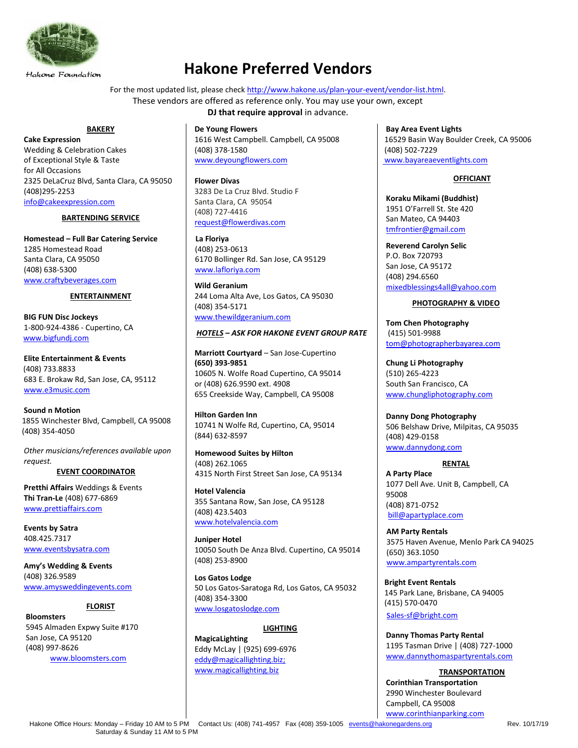Hakone Foundation

# Hakone Preferred Vendors

For the most updated list, please check http://www.hakone.us/plan-your-event/vendor-list.html.
These vendors are offered as reference only. You may use your own, except
**DJ that require approval** in advance.

## BAKERY

**Cake Expression**
Wedding & Celebration Cakes
of Exceptional Style & Taste
for All Occasions
2325 DeLaCruz Blvd, Santa Clara, CA 95050
(408)295-2253
info@cakeexpression.com

## BARTENDING SERVICE

**Homestead – Full Bar Catering Service**
1285 Homestead Road
Santa Clara, CA 95050
(408) 638-5300
www.craftybeverages.com

## ENTERTAINMENT

**BIG FUN Disc Jockeys**
1-800-924-4386 - Cupertino, CA
www.bigfundj.com

**Elite Entertainment & Events**
(408) 733.8833
683 E. Brokaw Rd, San Jose, CA, 95112
www.e3music.com

**Sound n Motion**
1855 Winchester Blvd, Campbell, CA 95008
(408) 354-4050

*Other musicians/references available upon request.*

## EVENT COORDINATOR

**Pretthi Affairs** Weddings & Events
**Thi Tran-Le** (408) 677-6869
www.prettiaffairs.com

**Events by Satra**
408.425.7317
www.eventsbysatra.com

**Amy's Wedding & Events**
(408) 326.9589
www.amysweddingevents.com

## FLORIST

**Bloomsters**
5945 Almaden Expwy Suite #170
San Jose, CA 95120
(408) 997-8626
www.bloomsters.com

**De Young Flowers**
1616 West Campbell. Campbell, CA 95008
(408) 378-1580
www.deyoungflowers.com

**Flower Divas**
3283 De La Cruz Blvd. Studio F
Santa Clara, CA 95054
(408) 727-4416
request@flowerdivas.com

**La Floriya**
(408) 253-0613
6170 Bollinger Rd. San Jose, CA 95129
www.lafloriya.com

**Wild Geranium**
244 Loma Alta Ave, Los Gatos, CA 95030
(408) 354-5171
www.thewildgeranium.com

## *HOTELS – ASK FOR HAKONE EVENT GROUP RATE*

**Marriott Courtyard** – San Jose-Cupertino
**(650) 393-9851**
10605 N. Wolfe Road Cupertino, CA 95014
or (408) 626.9590 ext. 4908
655 Creekside Way, Campbell, CA 95008

**Hilton Garden Inn**
10741 N Wolfe Rd, Cupertino, CA, 95014
(844) 632-8597

**Homewood Suites by Hilton**
(408) 262.1065
4315 North First Street San Jose, CA 95134

**Hotel Valencia**
355 Santana Row, San Jose, CA 95128
(408) 423.5403
www.hotelvalencia.com

**Juniper Hotel**
10050 South De Anza Blvd. Cupertino, CA 95014
(408) 253-8900

**Los Gatos Lodge**
50 Los Gatos-Saratoga Rd, Los Gatos, CA 95032
(408) 354-3300
www.losgatoslodge.com

## LIGHTING

**MagicaLighting**
Eddy McLay | (925) 699-6976
eddy@magicallighting.biz;
www.magicallighting.biz

**Bay Area Event Lights**
16529 Basin Way Boulder Creek, CA 95006
(408) 502-7229
www.bayareaeventlights.com

## OFFICIANT

**Koraku Mikami (Buddhist)**
1951 O'Farrell St. Ste 420
San Mateo, CA 94403
tmfrontier@gmail.com

**Reverend Carolyn Selic**
P.O. Box 720793
San Jose, CA 95172
(408) 294.6560
mixedblessings4all@yahoo.com

## PHOTOGRAPHY & VIDEO

**Tom Chen Photography**
(415) 501-9988
tom@photographerbayarea.com

**Chung Li Photography**
(510) 265-4223
South San Francisco, CA
www.chungliphotography.com

**Danny Dong Photography**
506 Belshaw Drive, Milpitas, CA 95035
(408) 429-0158
www.dannydong.com

## RENTAL

**A Party Place**
1077 Dell Ave. Unit B, Campbell, CA
95008
(408) 871-0752
bill@apartyplace.com

**AM Party Rentals**
3575 Haven Avenue, Menlo Park CA 94025
(650) 363.1050
www.ampartyrentals.com

**Bright Event Rentals**
145 Park Lane, Brisbane, CA 94005
(415) 570-0470
Sales-sf@bright.com

**Danny Thomas Party Rental**
1195 Tasman Drive | (408) 727-1000
www.dannythomaspartyrentals.com

## TRANSPORTATION

**Corinthian Transportation**
2990 Winchester Boulevard
Campbell, CA 95008
www.corinthianparking.com

Hakone Office Hours: Monday – Friday 10 AM to 5 PM Contact Us: (408) 741-4957 Fax (408) 359-1005 events@hakonegardens.org Rev. 10/17/19
Saturday & Sunday 11 AM to 5 PM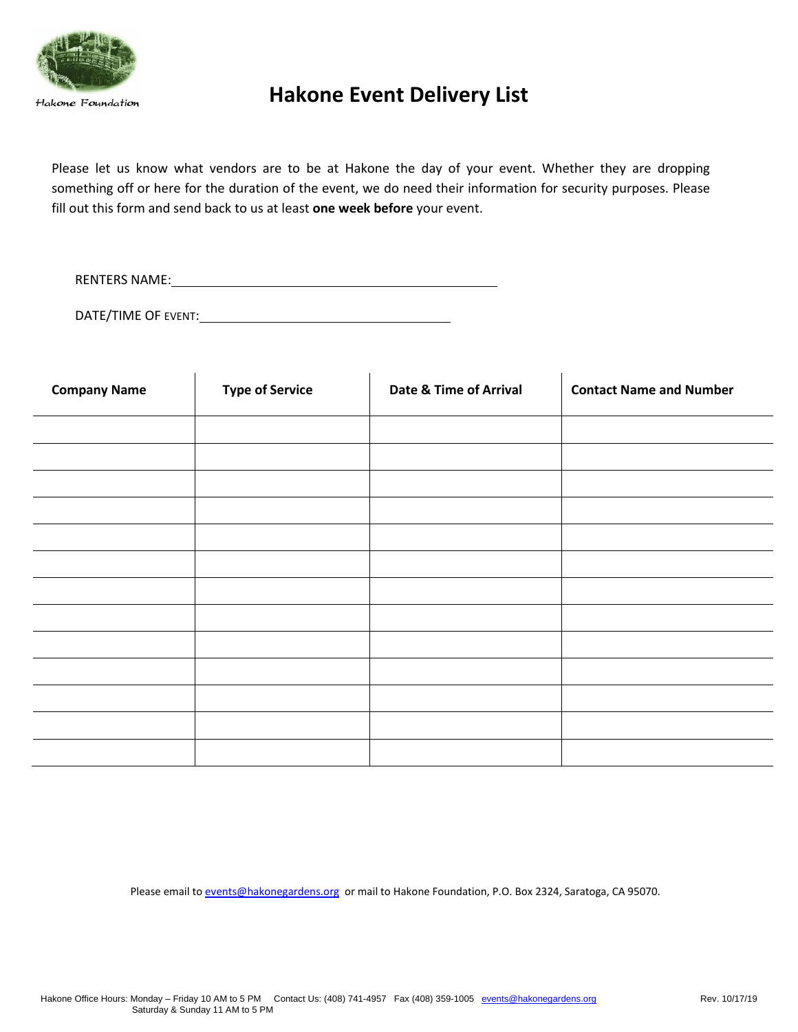Hakone Foundation

# Hakone Event Delivery List

Please let us know what vendors are to be at Hakone the day of your event. Whether they are dropping something off or here for the duration of the event, we do need their information for security purposes. Please fill out this form and send back to us at least **one week before** your event.

RENTERS NAME: ______________________________________________

DATE/TIME OF EVENT: ____________________________________

| Company Name | Type of Service | Date & Time of Arrival | Contact Name and Number |
|---|---|---|---|
| | | | |
| | | | |
| | | | |
| | | | |
| | | | |
| | | | |
| | | | |
| | | | |
| | | | |
| | | | |
| | | | |
| | | | |
| | | | |

Please email to events@hakonegardens.org or mail to Hakone Foundation, P.O. Box 2324, Saratoga, CA 95070.

Hakone Office Hours: Monday – Friday 10 AM to 5 PM Contact Us: (408) 741-4957 Fax (408) 359-1005 events@hakonegardens.org
Saturday & Sunday 11 AM to 5 PM

Rev. 10/17/19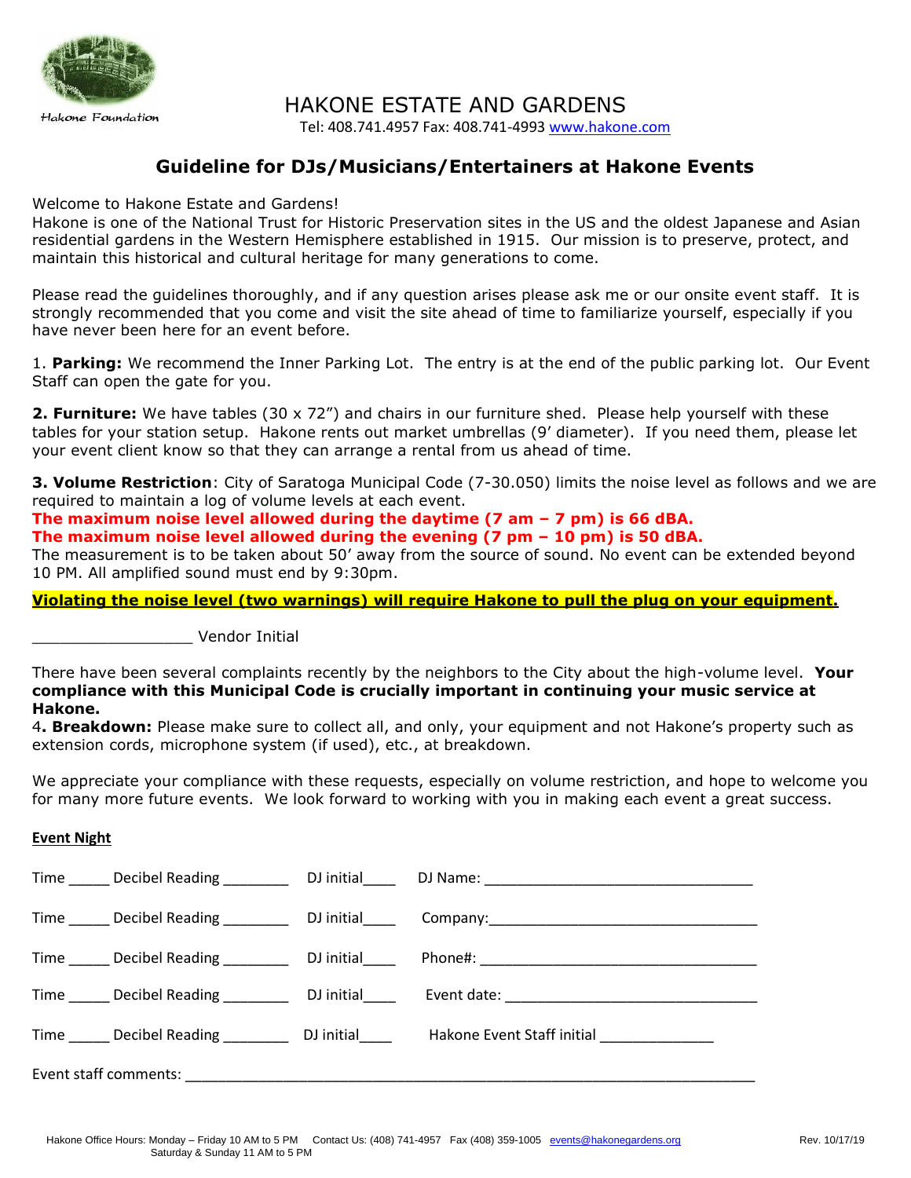Hakone Foundation

# HAKONE ESTATE AND GARDENS

Tel: 408.741.4957 Fax: 408.741-4993 www.hakone.com

## Guideline for DJs/Musicians/Entertainers at Hakone Events

Welcome to Hakone Estate and Gardens!
Hakone is one of the National Trust for Historic Preservation sites in the US and the oldest Japanese and Asian residential gardens in the Western Hemisphere established in 1915. Our mission is to preserve, protect, and maintain this historical and cultural heritage for many generations to come.

Please read the guidelines thoroughly, and if any question arises please ask me or our onsite event staff. It is strongly recommended that you come and visit the site ahead of time to familiarize yourself, especially if you have never been here for an event before.

1. **Parking:** We recommend the Inner Parking Lot. The entry is at the end of the public parking lot. Our Event Staff can open the gate for you.

**2. Furniture:** We have tables (30 x 72") and chairs in our furniture shed. Please help yourself with these tables for your station setup. Hakone rents out market umbrellas (9' diameter). If you need them, please let your event client know so that they can arrange a rental from us ahead of time.

**3. Volume Restriction**: City of Saratoga Municipal Code (7-30.050) limits the noise level as follows and we are required to maintain a log of volume levels at each event.
**The maximum noise level allowed during the daytime (7 am – 7 pm) is 66 dBA.**
**The maximum noise level allowed during the evening (7 pm – 10 pm) is 50 dBA.**
The measurement is to be taken about 50' away from the source of sound. No event can be extended beyond 10 PM. All amplified sound must end by 9:30pm.

**Violating the noise level (two warnings) will require Hakone to pull the plug on your equipment.**

_________________ Vendor Initial

There have been several complaints recently by the neighbors to the City about the high-volume level. **Your compliance with this Municipal Code is crucially important in continuing your music service at Hakone.**

4**. Breakdown:** Please make sure to collect all, and only, your equipment and not Hakone's property such as extension cords, microphone system (if used), etc., at breakdown.

We appreciate your compliance with these requests, especially on volume restriction, and hope to welcome you for many more future events. We look forward to working with you in making each event a great success.

**Event Night**

Time _____ Decibel Reading ________ DJ initial____ DJ Name: ________________________________

Time _____ Decibel Reading ________ DJ initial____ Company:________________________________

Time _____ Decibel Reading ________ DJ initial____ Phone#: ________________________________

Time _____ Decibel Reading ________ DJ initial____ Event date: ______________________________

Time _____ Decibel Reading ________ DJ initial____ Hakone Event Staff initial ______________

Event staff comments: ____________________________________________________________________

Hakone Office Hours: Monday – Friday 10 AM to 5 PM Contact Us: (408) 741-4957 Fax (408) 359-1005 events@hakonegardens.org Rev. 10/17/19
Saturday & Sunday 11 AM to 5 PM